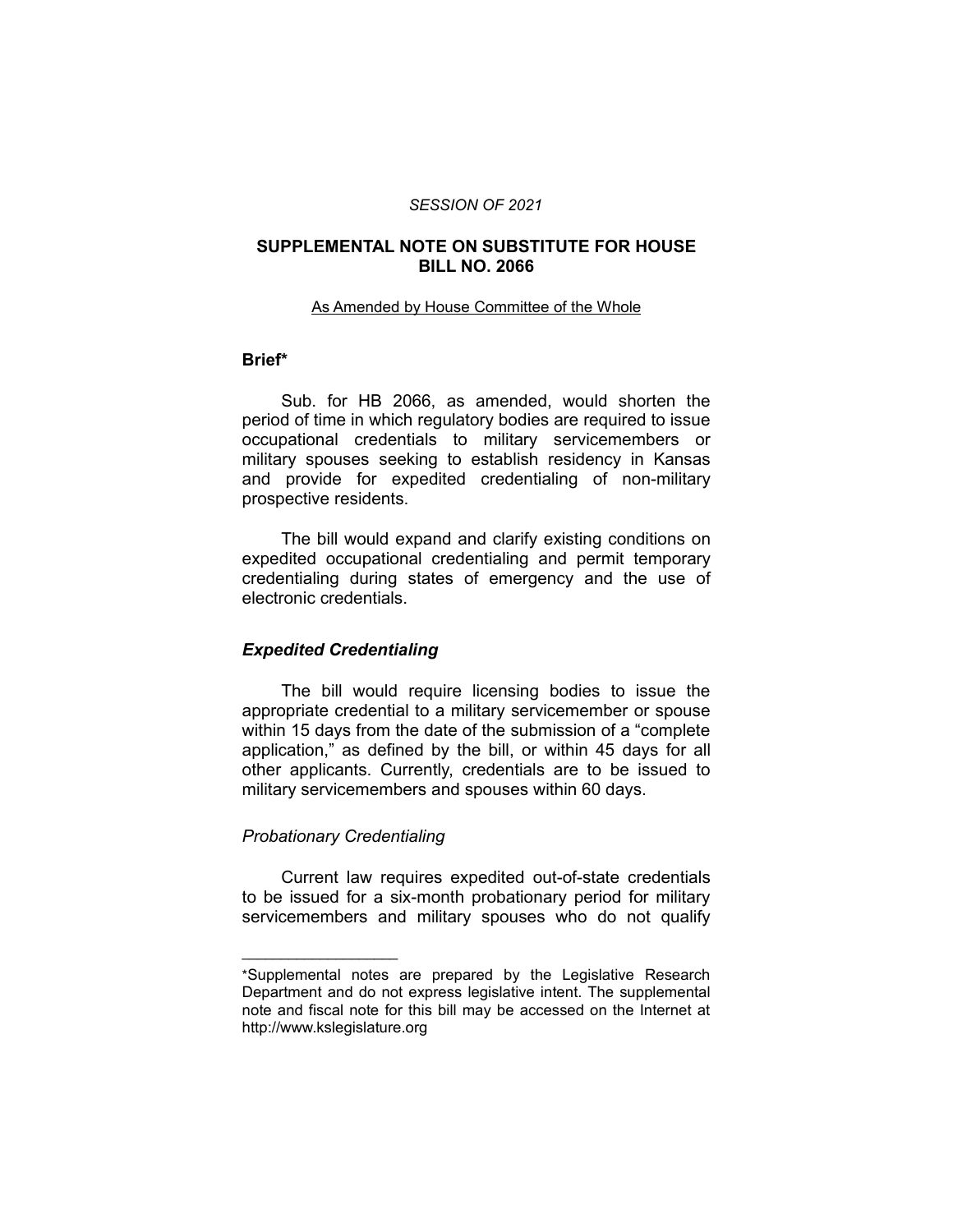*SESSION OF 2021*

# SUPPLEMENTAL NOTE ON SUBSTITUTE FOR HOUSE BILL NO. 2066

As Amended by House Committee of the Whole

## Brief*

Sub. for HB 2066, as amended, would shorten the period of time in which regulatory bodies are required to issue occupational credentials to military servicemembers or military spouses seeking to establish residency in Kansas and provide for expedited credentialing of non-military prospective residents.

The bill would expand and clarify existing conditions on expedited occupational credentialing and permit temporary credentialing during states of emergency and the use of electronic credentials.

### *Expedited Credentialing*

The bill would require licensing bodies to issue the appropriate credential to a military servicemember or spouse within 15 days from the date of the submission of a "complete application," as defined by the bill, or within 45 days for all other applicants. Currently, credentials are to be issued to military servicemembers and spouses within 60 days.

#### *Probationary Credentialing*

Current law requires expedited out-of-state credentials to be issued for a six-month probationary period for military servicemembers and military spouses who do not qualify

---

*Supplemental notes are prepared by the Legislative Research Department and do not express legislative intent. The supplemental note and fiscal note for this bill may be accessed on the Internet at http://www.kslegislature.org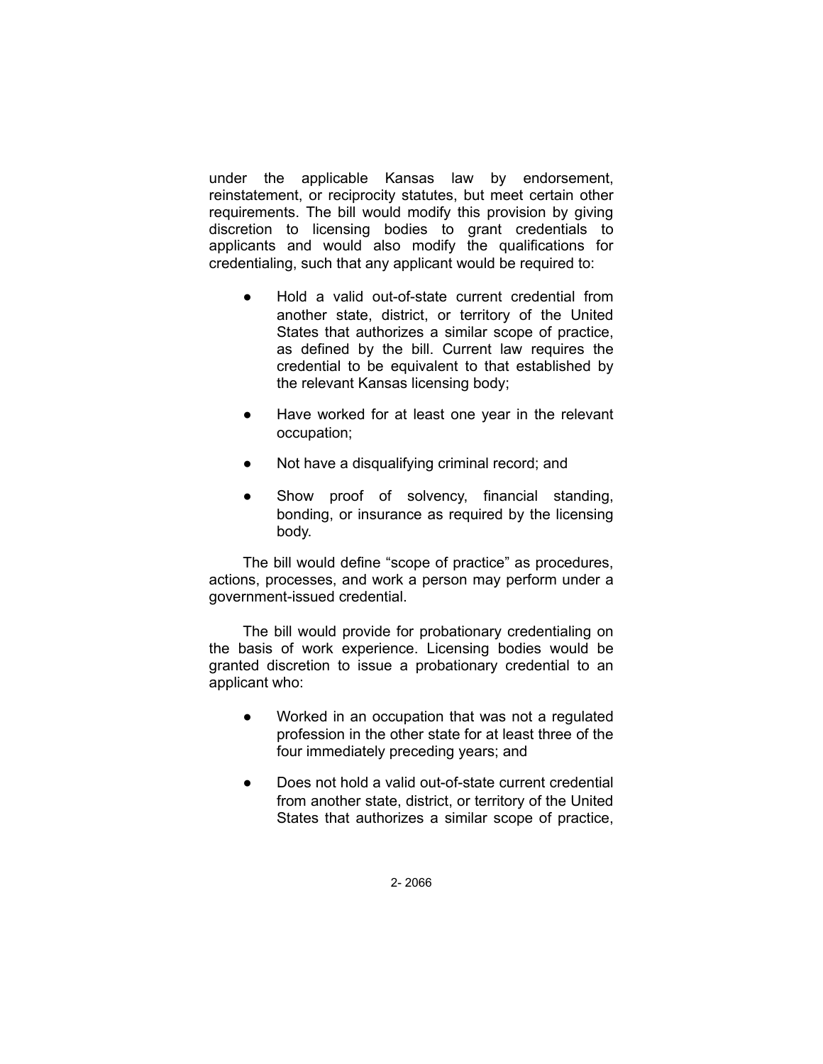under the applicable Kansas law by endorsement, reinstatement, or reciprocity statutes, but meet certain other requirements. The bill would modify this provision by giving discretion to licensing bodies to grant credentials to applicants and would also modify the qualifications for credentialing, such that any applicant would be required to:

- Hold a valid out-of-state current credential from another state, district, or territory of the United States that authorizes a similar scope of practice, as defined by the bill. Current law requires the credential to be equivalent to that established by the relevant Kansas licensing body;
- Have worked for at least one year in the relevant occupation;
- Not have a disqualifying criminal record; and
- Show proof of solvency, financial standing, bonding, or insurance as required by the licensing body.

The bill would define "scope of practice" as procedures, actions, processes, and work a person may perform under a government-issued credential.

The bill would provide for probationary credentialing on the basis of work experience. Licensing bodies would be granted discretion to issue a probationary credential to an applicant who:

- Worked in an occupation that was not a regulated profession in the other state for at least three of the four immediately preceding years; and
- Does not hold a valid out-of-state current credential from another state, district, or territory of the United States that authorizes a similar scope of practice,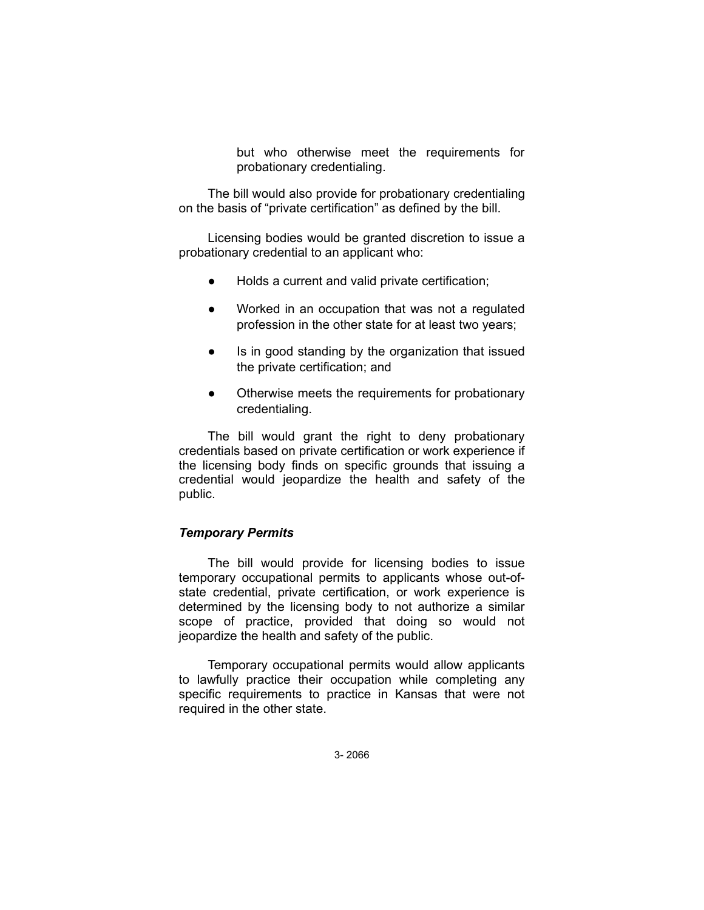but who otherwise meet the requirements for probationary credentialing.

The bill would also provide for probationary credentialing on the basis of "private certification" as defined by the bill.

Licensing bodies would be granted discretion to issue a probationary credential to an applicant who:

- Holds a current and valid private certification;
- Worked in an occupation that was not a regulated profession in the other state for at least two years;
- Is in good standing by the organization that issued the private certification; and
- Otherwise meets the requirements for probationary credentialing.

The bill would grant the right to deny probationary credentials based on private certification or work experience if the licensing body finds on specific grounds that issuing a credential would jeopardize the health and safety of the public.

### *Temporary Permits*

The bill would provide for licensing bodies to issue temporary occupational permits to applicants whose out-of-state credential, private certification, or work experience is determined by the licensing body to not authorize a similar scope of practice, provided that doing so would not jeopardize the health and safety of the public.

Temporary occupational permits would allow applicants to lawfully practice their occupation while completing any specific requirements to practice in Kansas that were not required in the other state.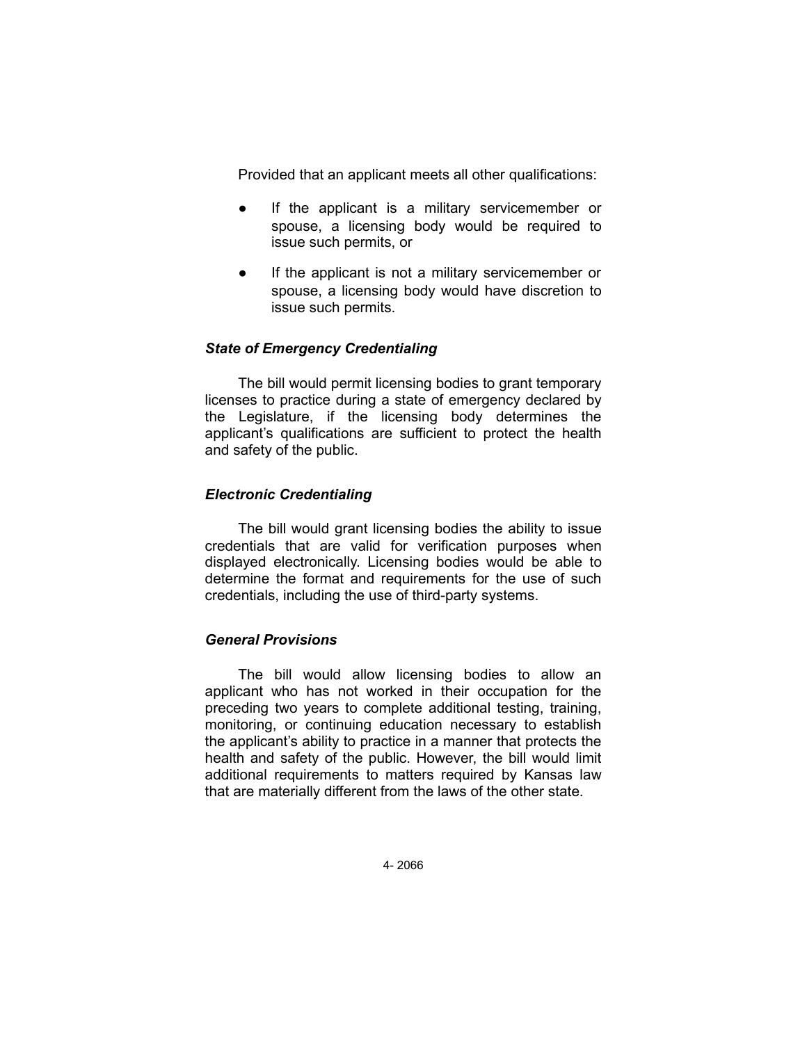Provided that an applicant meets all other qualifications:

- If the applicant is a military servicemember or spouse, a licensing body would be required to issue such permits, or
- If the applicant is not a military servicemember or spouse, a licensing body would have discretion to issue such permits.

### *State of Emergency Credentialing*

The bill would permit licensing bodies to grant temporary licenses to practice during a state of emergency declared by the Legislature, if the licensing body determines the applicant's qualifications are sufficient to protect the health and safety of the public.

### *Electronic Credentialing*

The bill would grant licensing bodies the ability to issue credentials that are valid for verification purposes when displayed electronically. Licensing bodies would be able to determine the format and requirements for the use of such credentials, including the use of third-party systems.

### *General Provisions*

The bill would allow licensing bodies to allow an applicant who has not worked in their occupation for the preceding two years to complete additional testing, training, monitoring, or continuing education necessary to establish the applicant's ability to practice in a manner that protects the health and safety of the public. However, the bill would limit additional requirements to matters required by Kansas law that are materially different from the laws of the other state.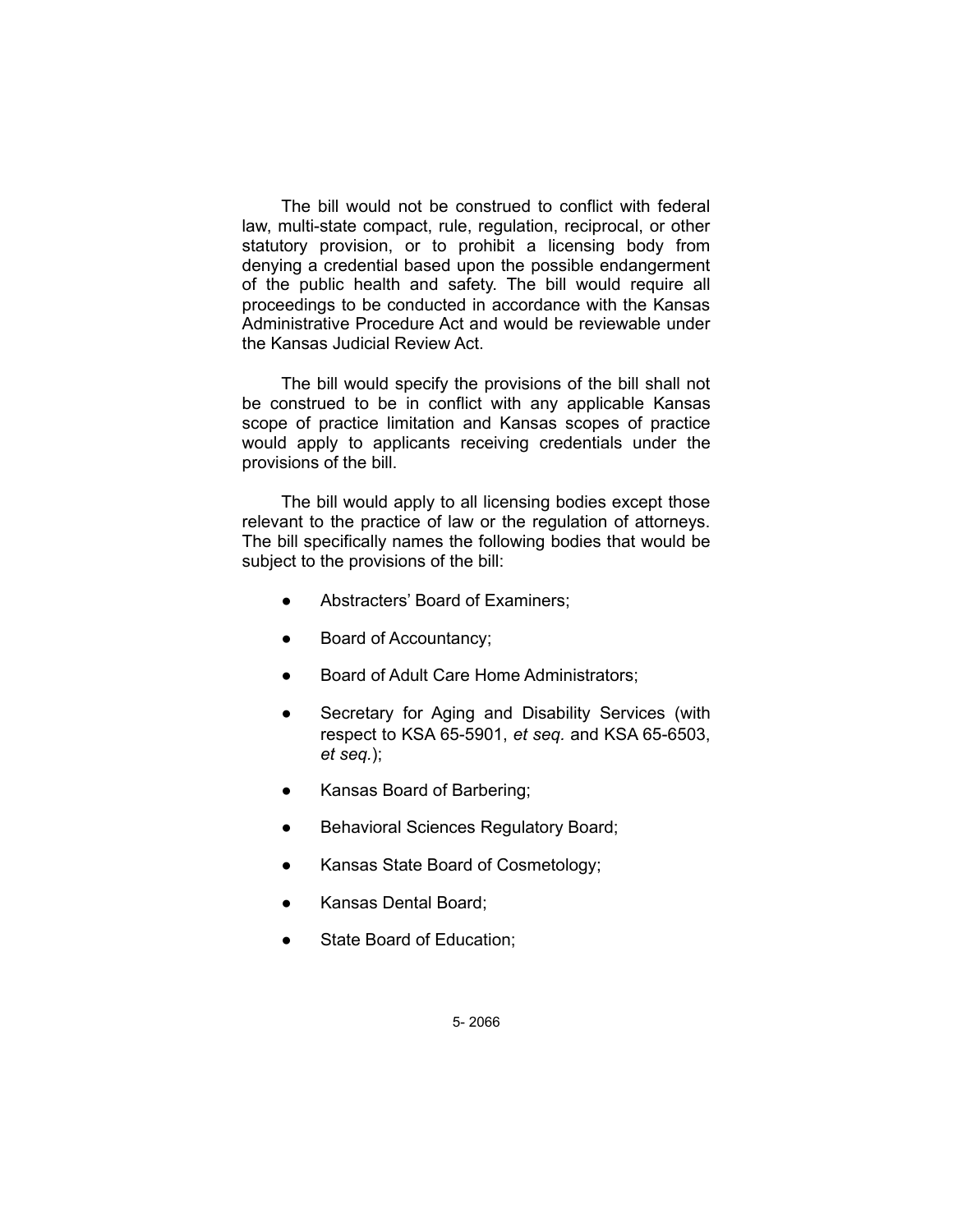The bill would not be construed to conflict with federal law, multi-state compact, rule, regulation, reciprocal, or other statutory provision, or to prohibit a licensing body from denying a credential based upon the possible endangerment of the public health and safety. The bill would require all proceedings to be conducted in accordance with the Kansas Administrative Procedure Act and would be reviewable under the Kansas Judicial Review Act.

The bill would specify the provisions of the bill shall not be construed to be in conflict with any applicable Kansas scope of practice limitation and Kansas scopes of practice would apply to applicants receiving credentials under the provisions of the bill.

The bill would apply to all licensing bodies except those relevant to the practice of law or the regulation of attorneys. The bill specifically names the following bodies that would be subject to the provisions of the bill:

- Abstracters' Board of Examiners;
- Board of Accountancy;
- Board of Adult Care Home Administrators;
- Secretary for Aging and Disability Services (with respect to KSA 65-5901, *et seq.* and KSA 65-6503, *et seq.*);
- Kansas Board of Barbering;
- Behavioral Sciences Regulatory Board;
- Kansas State Board of Cosmetology;
- Kansas Dental Board;
- State Board of Education;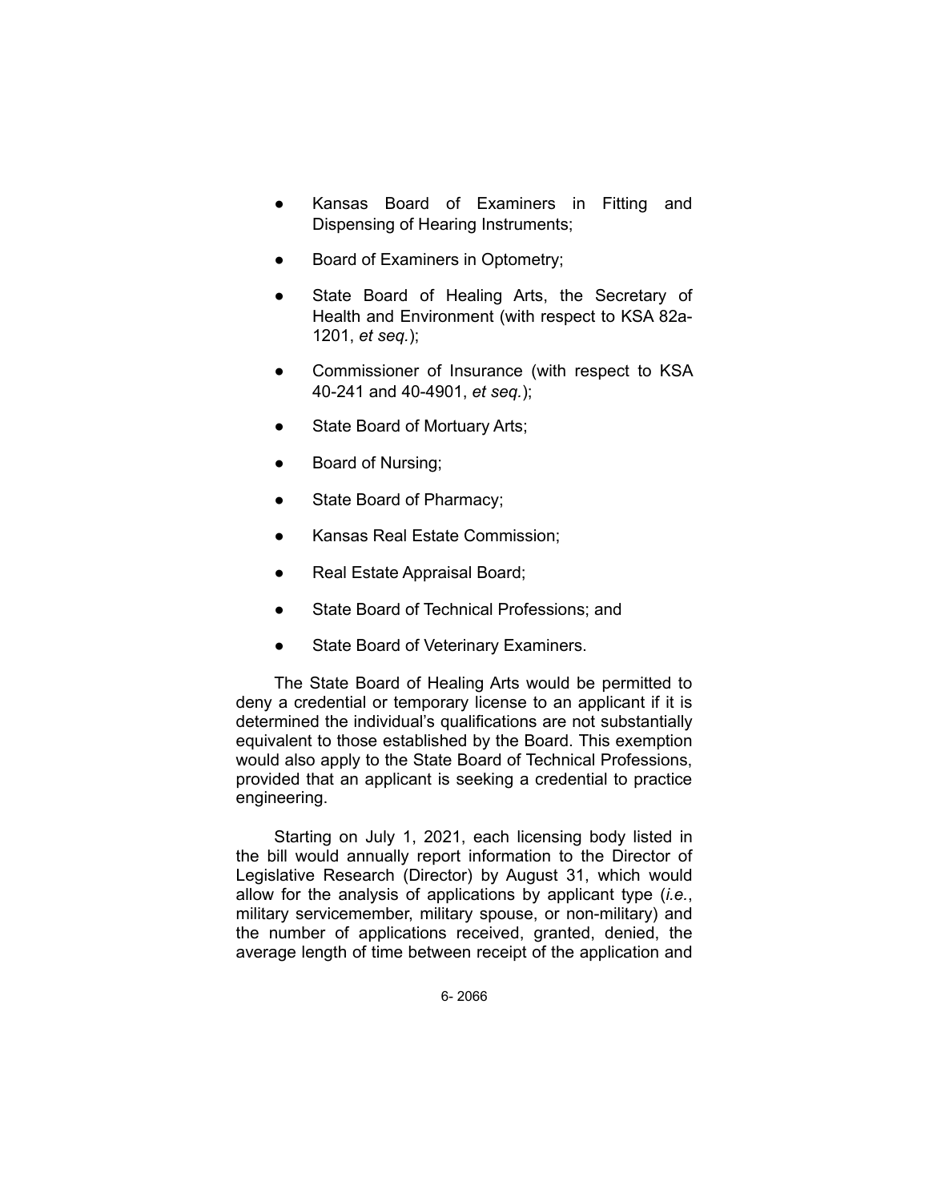- Kansas Board of Examiners in Fitting and Dispensing of Hearing Instruments;
- Board of Examiners in Optometry;
- State Board of Healing Arts, the Secretary of Health and Environment (with respect to KSA 82a-1201, *et seq.*);
- Commissioner of Insurance (with respect to KSA 40-241 and 40-4901, *et seq.*);
- State Board of Mortuary Arts;
- Board of Nursing;
- State Board of Pharmacy;
- Kansas Real Estate Commission;
- Real Estate Appraisal Board;
- State Board of Technical Professions; and
- State Board of Veterinary Examiners.

The State Board of Healing Arts would be permitted to deny a credential or temporary license to an applicant if it is determined the individual's qualifications are not substantially equivalent to those established by the Board. This exemption would also apply to the State Board of Technical Professions, provided that an applicant is seeking a credential to practice engineering.

Starting on July 1, 2021, each licensing body listed in the bill would annually report information to the Director of Legislative Research (Director) by August 31, which would allow for the analysis of applications by applicant type (*i.e.*, military servicemember, military spouse, or non-military) and the number of applications received, granted, denied, the average length of time between receipt of the application and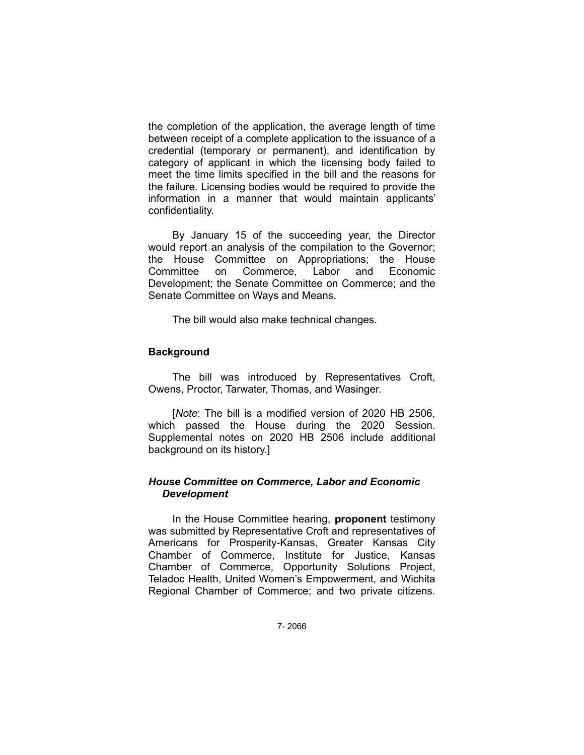the completion of the application, the average length of time between receipt of a complete application to the issuance of a credential (temporary or permanent), and identification by category of applicant in which the licensing body failed to meet the time limits specified in the bill and the reasons for the failure. Licensing bodies would be required to provide the information in a manner that would maintain applicants' confidentiality.

By January 15 of the succeeding year, the Director would report an analysis of the compilation to the Governor; the House Committee on Appropriations; the House Committee on Commerce, Labor and Economic Development; the Senate Committee on Commerce; and the Senate Committee on Ways and Means.

The bill would also make technical changes.

## Background

The bill was introduced by Representatives Croft, Owens, Proctor, Tarwater, Thomas, and Wasinger.

[*Note*: The bill is a modified version of 2020 HB 2506, which passed the House during the 2020 Session. Supplemental notes on 2020 HB 2506 include additional background on its history.]

### *House Committee on Commerce, Labor and Economic Development*

In the House Committee hearing, **proponent** testimony was submitted by Representative Croft and representatives of Americans for Prosperity-Kansas, Greater Kansas City Chamber of Commerce, Institute for Justice, Kansas Chamber of Commerce, Opportunity Solutions Project, Teladoc Health, United Women's Empowerment, and Wichita Regional Chamber of Commerce; and two private citizens.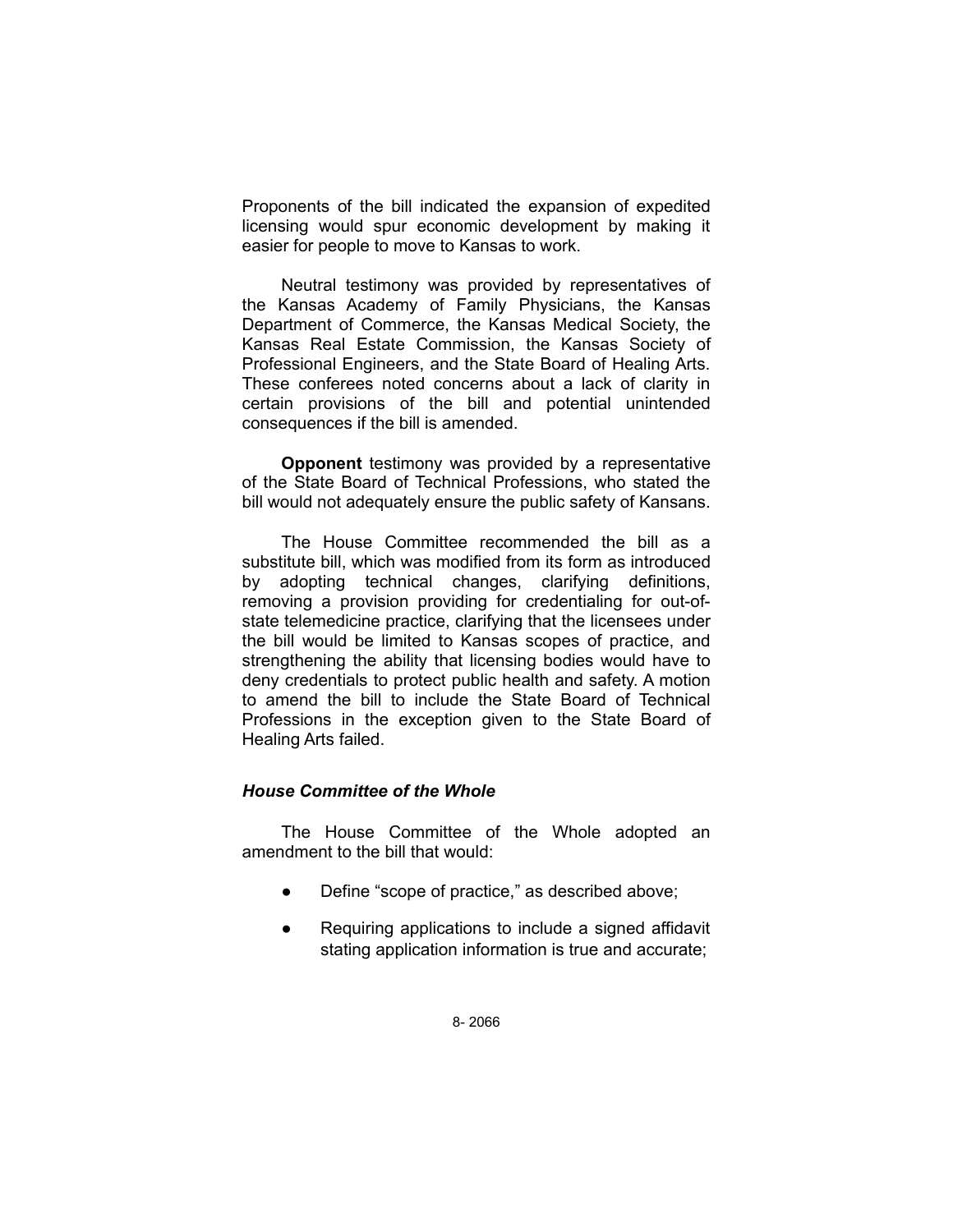Proponents of the bill indicated the expansion of expedited licensing would spur economic development by making it easier for people to move to Kansas to work.

Neutral testimony was provided by representatives of the Kansas Academy of Family Physicians, the Kansas Department of Commerce, the Kansas Medical Society, the Kansas Real Estate Commission, the Kansas Society of Professional Engineers, and the State Board of Healing Arts. These conferees noted concerns about a lack of clarity in certain provisions of the bill and potential unintended consequences if the bill is amended.

**Opponent** testimony was provided by a representative of the State Board of Technical Professions, who stated the bill would not adequately ensure the public safety of Kansans.

The House Committee recommended the bill as a substitute bill, which was modified from its form as introduced by adopting technical changes, clarifying definitions, removing a provision providing for credentialing for out-of-state telemedicine practice, clarifying that the licensees under the bill would be limited to Kansas scopes of practice, and strengthening the ability that licensing bodies would have to deny credentials to protect public health and safety. A motion to amend the bill to include the State Board of Technical Professions in the exception given to the State Board of Healing Arts failed.

### *House Committee of the Whole*

The House Committee of the Whole adopted an amendment to the bill that would:

- Define "scope of practice," as described above;
- Requiring applications to include a signed affidavit stating application information is true and accurate;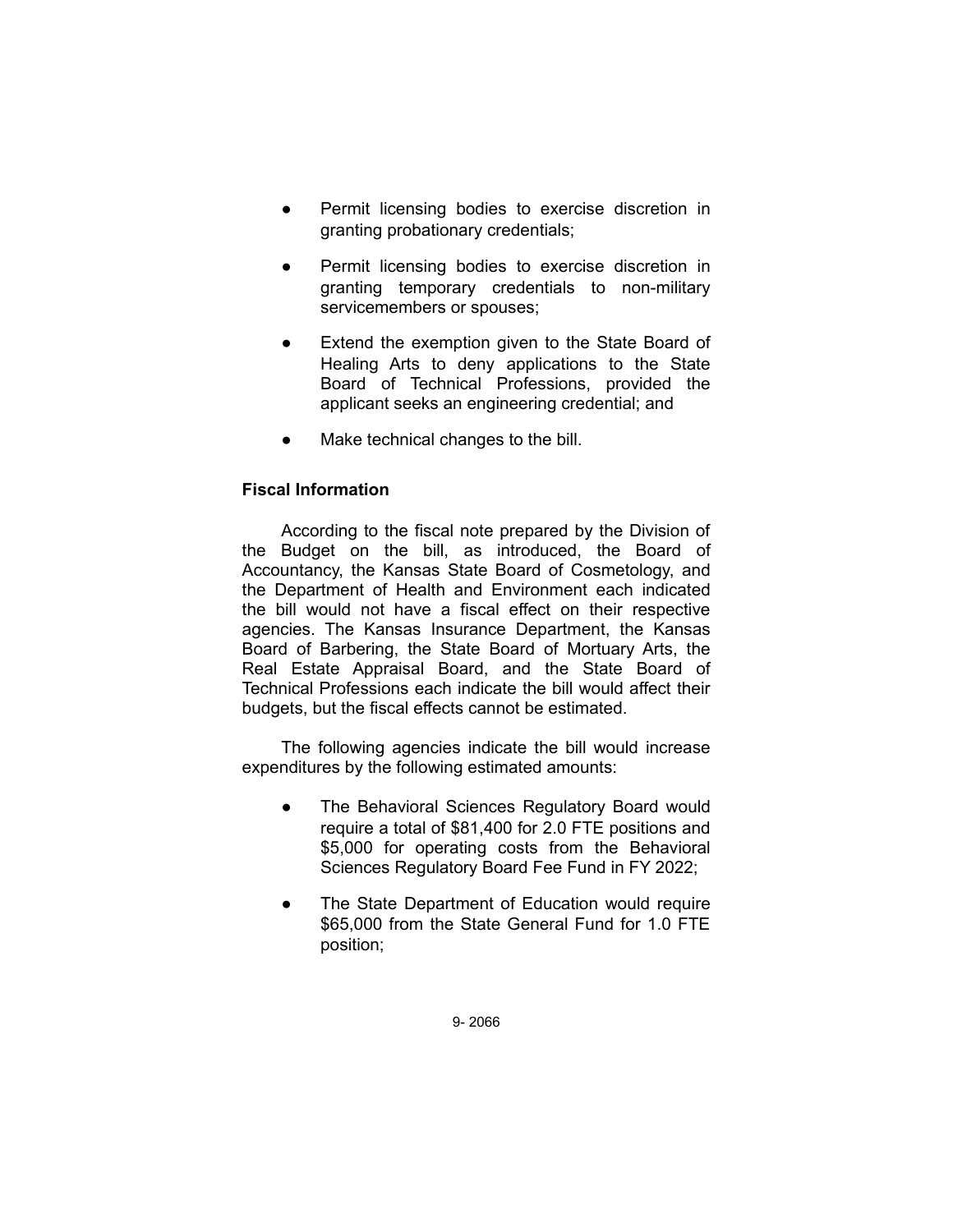- Permit licensing bodies to exercise discretion in granting probationary credentials;
- Permit licensing bodies to exercise discretion in granting temporary credentials to non-military servicemembers or spouses;
- Extend the exemption given to the State Board of Healing Arts to deny applications to the State Board of Technical Professions, provided the applicant seeks an engineering credential; and
- Make technical changes to the bill.

### Fiscal Information

According to the fiscal note prepared by the Division of the Budget on the bill, as introduced, the Board of Accountancy, the Kansas State Board of Cosmetology, and the Department of Health and Environment each indicated the bill would not have a fiscal effect on their respective agencies. The Kansas Insurance Department, the Kansas Board of Barbering, the State Board of Mortuary Arts, the Real Estate Appraisal Board, and the State Board of Technical Professions each indicate the bill would affect their budgets, but the fiscal effects cannot be estimated.

The following agencies indicate the bill would increase expenditures by the following estimated amounts:

- The Behavioral Sciences Regulatory Board would require a total of $81,400 for 2.0 FTE positions and $5,000 for operating costs from the Behavioral Sciences Regulatory Board Fee Fund in FY 2022;
- The State Department of Education would require $65,000 from the State General Fund for 1.0 FTE position;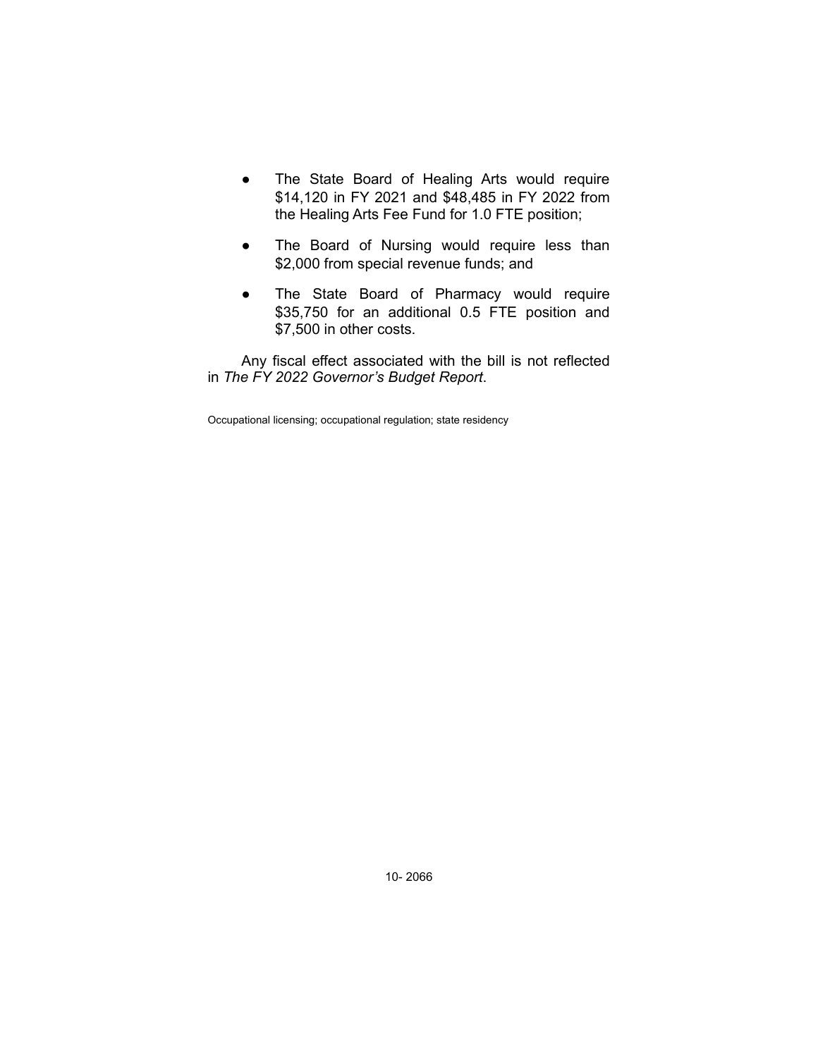- The State Board of Healing Arts would require \$14,120 in FY 2021 and \$48,485 in FY 2022 from the Healing Arts Fee Fund for 1.0 FTE position;
- The Board of Nursing would require less than \$2,000 from special revenue funds; and
- The State Board of Pharmacy would require \$35,750 for an additional 0.5 FTE position and \$7,500 in other costs.

Any fiscal effect associated with the bill is not reflected in *The FY 2022 Governor's Budget Report*.

Occupational licensing; occupational regulation; state residency